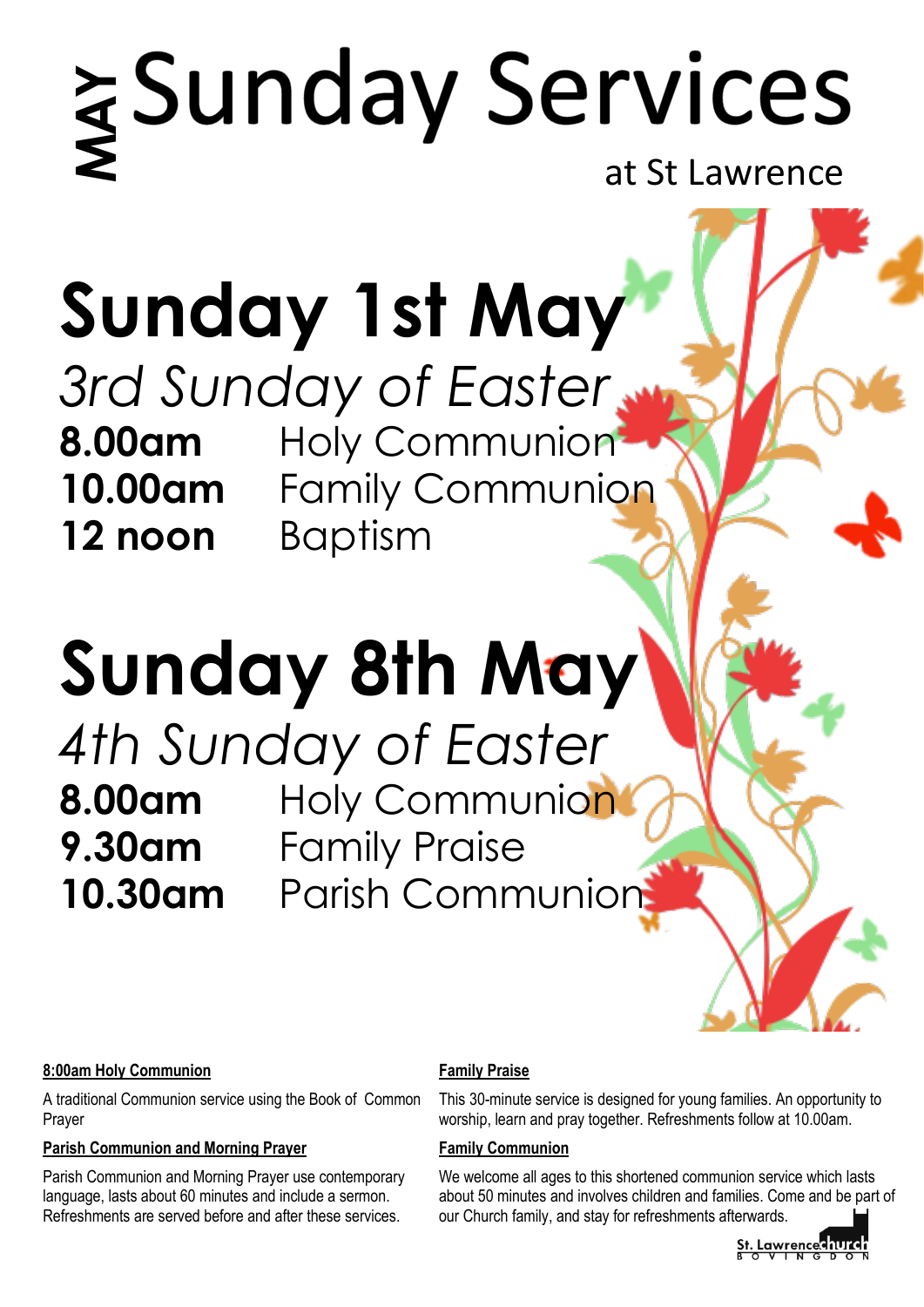# MAY Sunday Services

at St Lawrence

## Sunday 1st May

*3rd Sunday of Easter*

**8.00am** Holy Communion
**10.00am** Family Communion
**12 noon** Baptism

## Sunday 8th May

*4th Sunday of Easter*

**8.00am** Holy Communion
**9.30am** Family Praise
**10.30am** Parish Communion

**8:00am Holy Communion**

A traditional Communion service using the Book of Common Prayer

**Parish Communion and Morning Prayer**

Parish Communion and Morning Prayer use contemporary language, lasts about 60 minutes and include a sermon. Refreshments are served before and after these services.

**Family Praise**

This 30-minute service is designed for young families. An opportunity to worship, learn and pray together. Refreshments follow at 10.00am.

**Family Communion**

We welcome all ages to this shortened communion service which lasts about 50 minutes and involves children and families. Come and be part of our Church family, and stay for refreshments afterwards.

St. Lawrence church BOVINGDON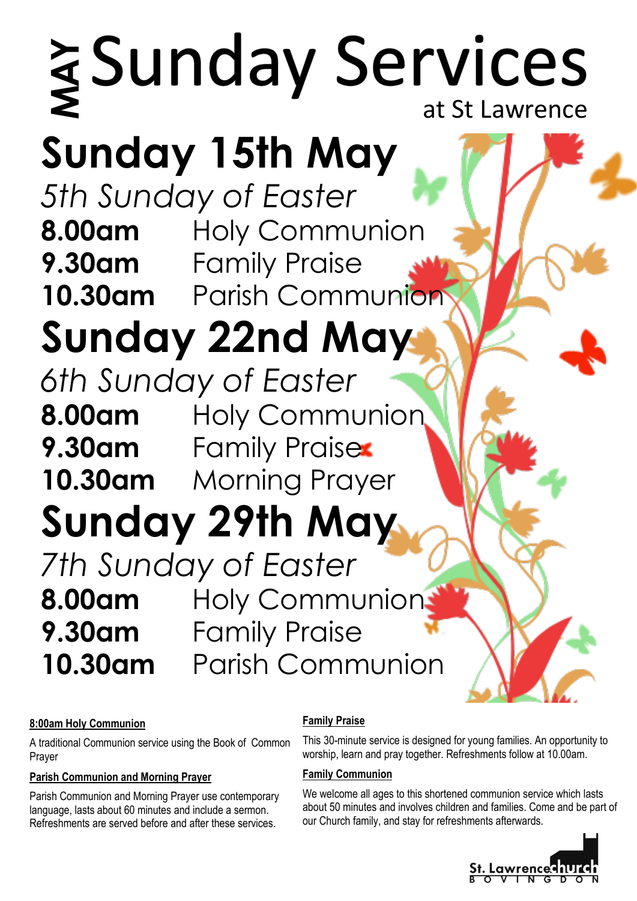# MAY Sunday Services at St Lawrence

## Sunday 15th May

*5th Sunday of Easter*

**8.00am** Holy Communion
**9.30am** Family Praise
**10.30am** Parish Communion

## Sunday 22nd May

*6th Sunday of Easter*

**8.00am** Holy Communion
**9.30am** Family Praise
**10.30am** Morning Prayer

## Sunday 29th May

*7th Sunday of Easter*

**8.00am** Holy Communion
**9.30am** Family Praise
**10.30am** Parish Communion

**8:00am Holy Communion**

A traditional Communion service using the Book of Common Prayer

**Parish Communion and Morning Prayer**

Parish Communion and Morning Prayer use contemporary language, lasts about 60 minutes and include a sermon. Refreshments are served before and after these services.

**Family Praise**

This 30-minute service is designed for young families. An opportunity to worship, learn and pray together. Refreshments follow at 10.00am.

**Family Communion**

We welcome all ages to this shortened communion service which lasts about 50 minutes and involves children and families. Come and be part of our Church family, and stay for refreshments afterwards.

St. Lawrence church BOVINGDON